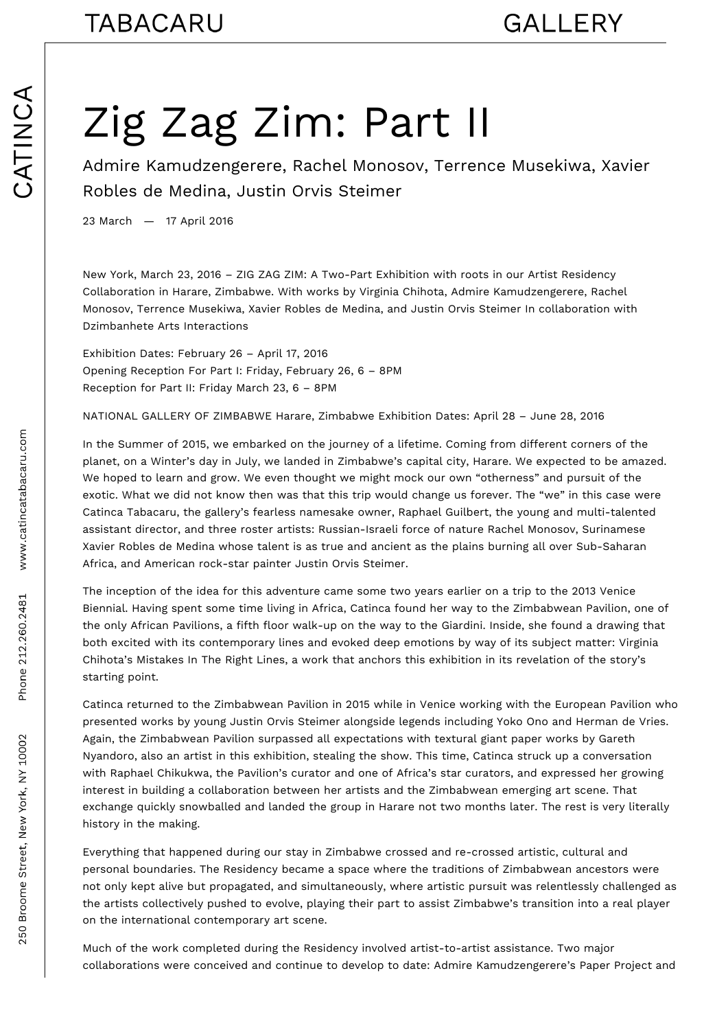// Zig Zag Zim: Part II

Admire Kamudzengerere, Rachel Monosov, Terrence Musekiwa, Xavier Robles de Medina, Justin Orvis Steimer

23 March — 17 April 2016

New York, March 23, 2016 – ZIG ZAG ZIM: A Two-Part Exhibition with roots in our Artist Residency Collaboration in Harare, Zimbabwe. With works by Virginia Chihota, Admire Kamudzengerere, Rachel Monosov, Terrence Musekiwa, Xavier Robles de Medina, and Justin Orvis Steimer In collaboration with Dzimbanhete Arts Interactions

Exhibition Dates: February 26 – April 17, 2016
Opening Reception For Part I: Friday, February 26, 6 – 8PM
Reception for Part II: Friday March 23, 6 – 8PM

NATIONAL GALLERY OF ZIMBABWE Harare, Zimbabwe Exhibition Dates: April 28 – June 28, 2016

In the Summer of 2015, we embarked on the journey of a lifetime. Coming from different corners of the planet, on a Winter's day in July, we landed in Zimbabwe's capital city, Harare. We expected to be amazed. We hoped to learn and grow. We even thought we might mock our own "otherness" and pursuit of the exotic. What we did not know then was that this trip would change us forever. The "we" in this case were Catinca Tabacaru, the gallery's fearless namesake owner, Raphael Guilbert, the young and multi-talented assistant director, and three roster artists: Russian-Israeli force of nature Rachel Monosov, Surinamese Xavier Robles de Medina whose talent is as true and ancient as the plains burning all over Sub-Saharan Africa, and American rock-star painter Justin Orvis Steimer.

The inception of the idea for this adventure came some two years earlier on a trip to the 2013 Venice Biennial. Having spent some time living in Africa, Catinca found her way to the Zimbabwean Pavilion, one of the only African Pavilions, a fifth floor walk-up on the way to the Giardini. Inside, she found a drawing that both excited with its contemporary lines and evoked deep emotions by way of its subject matter: Virginia Chihota's Mistakes In The Right Lines, a work that anchors this exhibition in its revelation of the story's starting point.

Catinca returned to the Zimbabwean Pavilion in 2015 while in Venice working with the European Pavilion who presented works by young Justin Orvis Steimer alongside legends including Yoko Ono and Herman de Vries. Again, the Zimbabwean Pavilion surpassed all expectations with textural giant paper works by Gareth Nyandoro, also an artist in this exhibition, stealing the show. This time, Catinca struck up a conversation with Raphael Chikukwa, the Pavilion's curator and one of Africa's star curators, and expressed her growing interest in building a collaboration between her artists and the Zimbabwean emerging art scene. That exchange quickly snowballed and landed the group in Harare not two months later. The rest is very literally history in the making.

Everything that happened during our stay in Zimbabwe crossed and re-crossed artistic, cultural and personal boundaries. The Residency became a space where the traditions of Zimbabwean ancestors were not only kept alive but propagated, and simultaneously, where artistic pursuit was relentlessly challenged as the artists collectively pushed to evolve, playing their part to assist Zimbabwe's transition into a real player on the international contemporary art scene.

Much of the work completed during the Residency involved artist-to-artist assistance. Two major collaborations were conceived and continue to develop to date: Admire Kamudzengerere's Paper Project and

# Zig Zag Zim: Part II

Admire Kamudzengerere, Rachel Monosov, Terrence Musekiwa, Xavier Robles de Medina, Justin Orvis Steimer

23 March — 17 April 2016

New York, March 23, 2016 – ZIG ZAG ZIM: A Two-Part Exhibition with roots in our Artist Residency Collaboration in Harare, Zimbabwe. With works by Virginia Chihota, Admire Kamudzengerere, Rachel Monosov, Terrence Musekiwa, Xavier Robles de Medina, and Justin Orvis Steimer In collaboration with Dzimbanhete Arts Interactions

Exhibition Dates: February 26 – April 17, 2016
Opening Reception For Part I: Friday, February 26, 6 – 8PM
Reception for Part II: Friday March 23, 6 – 8PM

NATIONAL GALLERY OF ZIMBABWE Harare, Zimbabwe Exhibition Dates: April 28 – June 28, 2016

In the Summer of 2015, we embarked on the journey of a lifetime. Coming from different corners of the planet, on a Winter's day in July, we landed in Zimbabwe's capital city, Harare. We expected to be amazed. We hoped to learn and grow. We even thought we might mock our own "otherness" and pursuit of the exotic. What we did not know then was that this trip would change us forever. The "we" in this case were Catinca Tabacaru, the gallery's fearless namesake owner, Raphael Guilbert, the young and multi-talented assistant director, and three roster artists: Russian-Israeli force of nature Rachel Monosov, Surinamese Xavier Robles de Medina whose talent is as true and ancient as the plains burning all over Sub-Saharan Africa, and American rock-star painter Justin Orvis Steimer.

The inception of the idea for this adventure came some two years earlier on a trip to the 2013 Venice Biennial. Having spent some time living in Africa, Catinca found her way to the Zimbabwean Pavilion, one of the only African Pavilions, a fifth floor walk-up on the way to the Giardini. Inside, she found a drawing that both excited with its contemporary lines and evoked deep emotions by way of its subject matter: Virginia Chihota's Mistakes In The Right Lines, a work that anchors this exhibition in its revelation of the story's starting point.

Catinca returned to the Zimbabwean Pavilion in 2015 while in Venice working with the European Pavilion who presented works by young Justin Orvis Steimer alongside legends including Yoko Ono and Herman de Vries. Again, the Zimbabwean Pavilion surpassed all expectations with textural giant paper works by Gareth Nyandoro, also an artist in this exhibition, stealing the show. This time, Catinca struck up a conversation with Raphael Chikukwa, the Pavilion's curator and one of Africa's star curators, and expressed her growing interest in building a collaboration between her artists and the Zimbabwean emerging art scene. That exchange quickly snowballed and landed the group in Harare not two months later. The rest is very literally history in the making.

Everything that happened during our stay in Zimbabwe crossed and re-crossed artistic, cultural and personal boundaries. The Residency became a space where the traditions of Zimbabwean ancestors were not only kept alive but propagated, and simultaneously, where artistic pursuit was relentlessly challenged as the artists collectively pushed to evolve, playing their part to assist Zimbabwe's transition into a real player on the international contemporary art scene.

Much of the work completed during the Residency involved artist-to-artist assistance. Two major collaborations were conceived and continue to develop to date: Admire Kamudzengerere's Paper Project and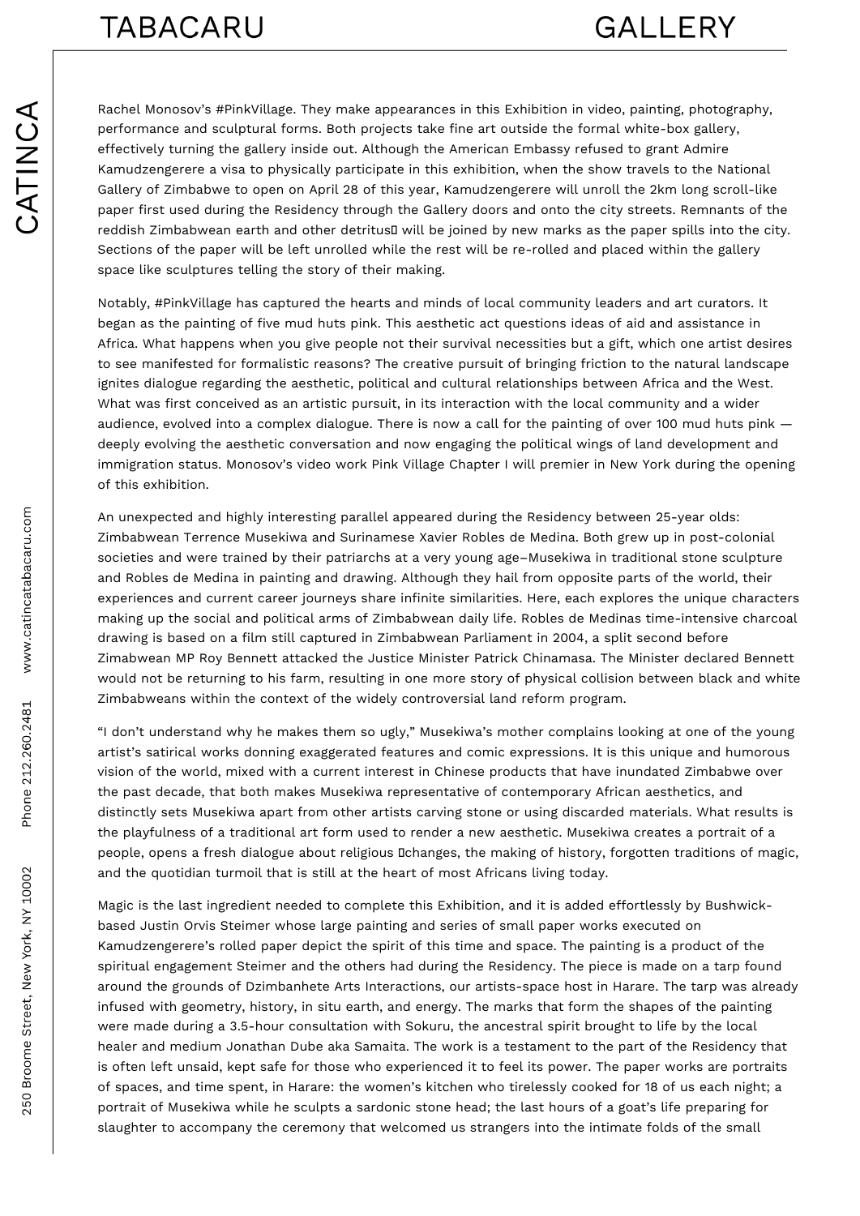Rachel Monosov's #PinkVillage. They make appearances in this Exhibition in video, painting, photography, performance and sculptural forms. Both projects take fine art outside the formal white-box gallery, effectively turning the gallery inside out. Although the American Embassy refused to grant Admire Kamudzengerere a visa to physically participate in this exhibition, when the show travels to the National Gallery of Zimbabwe to open on April 28 of this year, Kamudzengerere will unroll the 2km long scroll-like paper first used during the Residency through the Gallery doors and onto the city streets. Remnants of the reddish Zimbabwean earth and other detritus will be joined by new marks as the paper spills into the city. Sections of the paper will be left unrolled while the rest will be re-rolled and placed within the gallery space like sculptures telling the story of their making.

Notably, #PinkVillage has captured the hearts and minds of local community leaders and art curators. It began as the painting of five mud huts pink. This aesthetic act questions ideas of aid and assistance in Africa. What happens when you give people not their survival necessities but a gift, which one artist desires to see manifested for formalistic reasons? The creative pursuit of bringing friction to the natural landscape ignites dialogue regarding the aesthetic, political and cultural relationships between Africa and the West. What was first conceived as an artistic pursuit, in its interaction with the local community and a wider audience, evolved into a complex dialogue. There is now a call for the painting of over 100 mud huts pink — deeply evolving the aesthetic conversation and now engaging the political wings of land development and immigration status. Monosov's video work Pink Village Chapter I will premier in New York during the opening of this exhibition.

An unexpected and highly interesting parallel appeared during the Residency between 25-year olds: Zimbabwean Terrence Musekiwa and Surinamese Xavier Robles de Medina. Both grew up in post-colonial societies and were trained by their patriarchs at a very young age–Musekiwa in traditional stone sculpture and Robles de Medina in painting and drawing. Although they hail from opposite parts of the world, their experiences and current career journeys share infinite similarities. Here, each explores the unique characters making up the social and political arms of Zimbabwean daily life. Robles de Medinas time-intensive charcoal drawing is based on a film still captured in Zimbabwean Parliament in 2004, a split second before Zimabwean MP Roy Bennett attacked the Justice Minister Patrick Chinamasa. The Minister declared Bennett would not be returning to his farm, resulting in one more story of physical collision between black and white Zimbabweans within the context of the widely controversial land reform program.

"I don't understand why he makes them so ugly," Musekiwa's mother complains looking at one of the young artist's satirical works donning exaggerated features and comic expressions. It is this unique and humorous vision of the world, mixed with a current interest in Chinese products that have inundated Zimbabwe over the past decade, that both makes Musekiwa representative of contemporary African aesthetics, and distinctly sets Musekiwa apart from other artists carving stone or using discarded materials. What results is the playfulness of a traditional art form used to render a new aesthetic. Musekiwa creates a portrait of a people, opens a fresh dialogue about religious changes, the making of history, forgotten traditions of magic, and the quotidian turmoil that is still at the heart of most Africans living today.

Magic is the last ingredient needed to complete this Exhibition, and it is added effortlessly by Bushwick-based Justin Orvis Steimer whose large painting and series of small paper works executed on Kamudzengerere's rolled paper depict the spirit of this time and space. The painting is a product of the spiritual engagement Steimer and the others had during the Residency. The piece is made on a tarp found around the grounds of Dzimbanhete Arts Interactions, our artists-space host in Harare. The tarp was already infused with geometry, history, in situ earth, and energy. The marks that form the shapes of the painting were made during a 3.5-hour consultation with Sokuru, the ancestral spirit brought to life by the local healer and medium Jonathan Dube aka Samaita. The work is a testament to the part of the Residency that is often left unsaid, kept safe for those who experienced it to feel its power. The paper works are portraits of spaces, and time spent, in Harare: the women's kitchen who tirelessly cooked for 18 of us each night; a portrait of Musekiwa while he sculpts a sardonic stone head; the last hours of a goat's life preparing for slaughter to accompany the ceremony that welcomed us strangers into the intimate folds of the small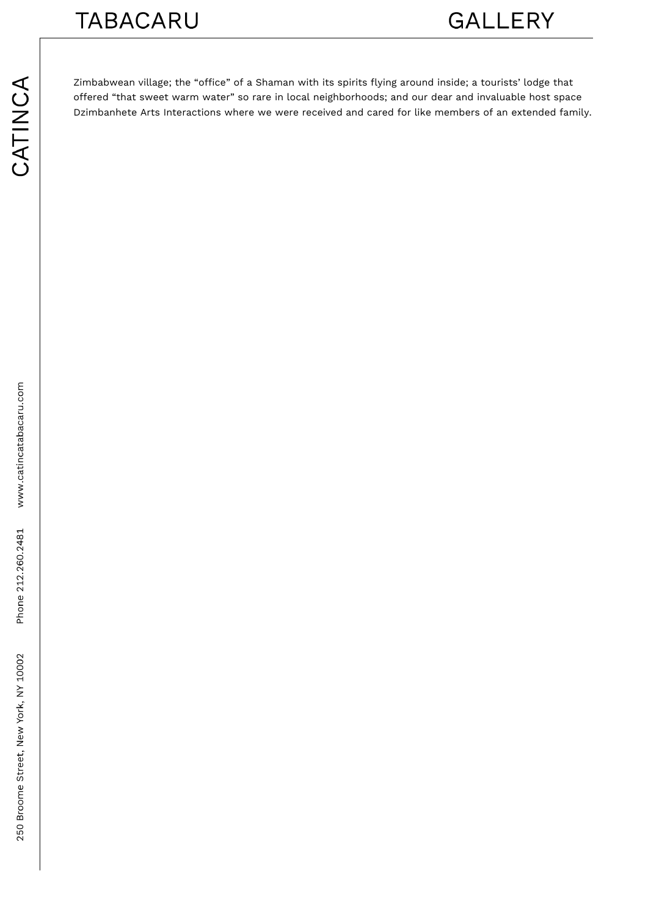Zimbabwean village; the “office” of a Shaman with its spirits flying around inside; a tourists’ lodge that offered “that sweet warm water” so rare in local neighborhoods; and our dear and invaluable host space Dzimbanhete Arts Interactions where we were received and cared for like members of an extended family.